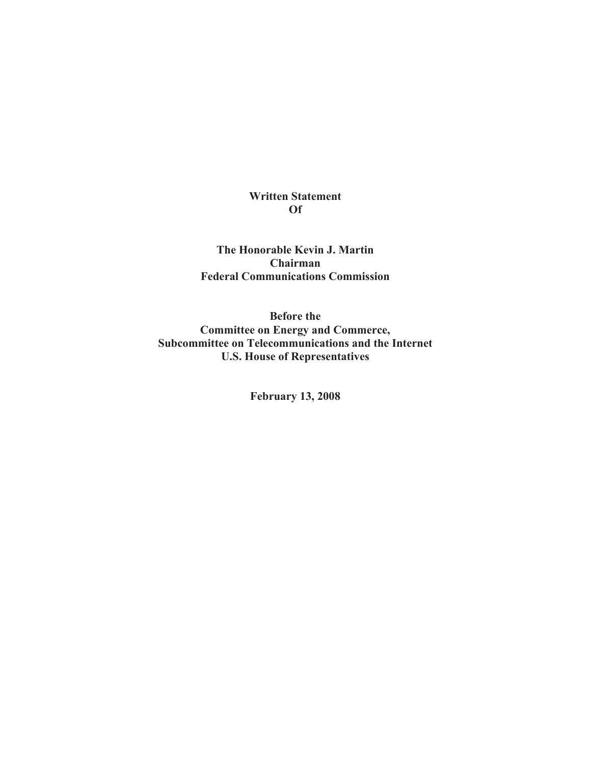**Written Statement**
**Of**

**The Honorable Kevin J. Martin**
**Chairman**
**Federal Communications Commission**

**Before the**
**Committee on Energy and Commerce,**
**Subcommittee on Telecommunications and the Internet**
**U.S. House of Representatives**

**February 13, 2008**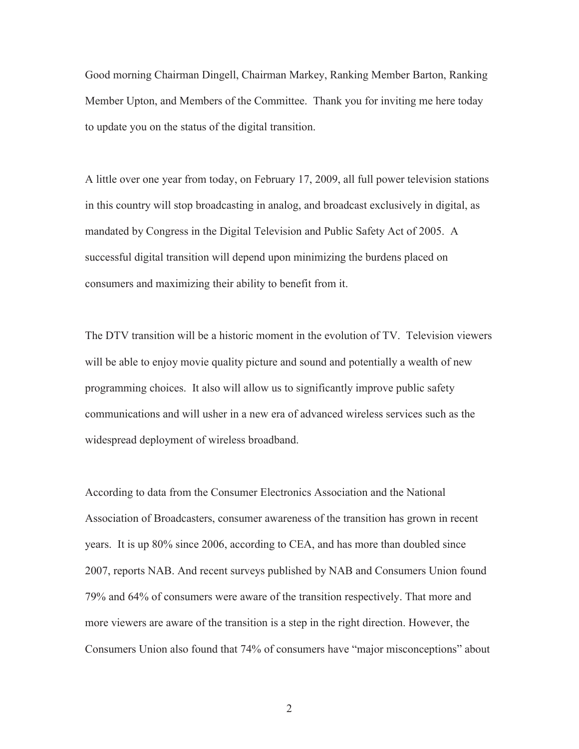Good morning Chairman Dingell, Chairman Markey, Ranking Member Barton, Ranking Member Upton, and Members of the Committee. Thank you for inviting me here today to update you on the status of the digital transition.

A little over one year from today, on February 17, 2009, all full power television stations in this country will stop broadcasting in analog, and broadcast exclusively in digital, as mandated by Congress in the Digital Television and Public Safety Act of 2005. A successful digital transition will depend upon minimizing the burdens placed on consumers and maximizing their ability to benefit from it.

The DTV transition will be a historic moment in the evolution of TV. Television viewers will be able to enjoy movie quality picture and sound and potentially a wealth of new programming choices. It also will allow us to significantly improve public safety communications and will usher in a new era of advanced wireless services such as the widespread deployment of wireless broadband.

According to data from the Consumer Electronics Association and the National Association of Broadcasters, consumer awareness of the transition has grown in recent years. It is up 80% since 2006, according to CEA, and has more than doubled since 2007, reports NAB. And recent surveys published by NAB and Consumers Union found 79% and 64% of consumers were aware of the transition respectively. That more and more viewers are aware of the transition is a step in the right direction. However, the Consumers Union also found that 74% of consumers have "major misconceptions" about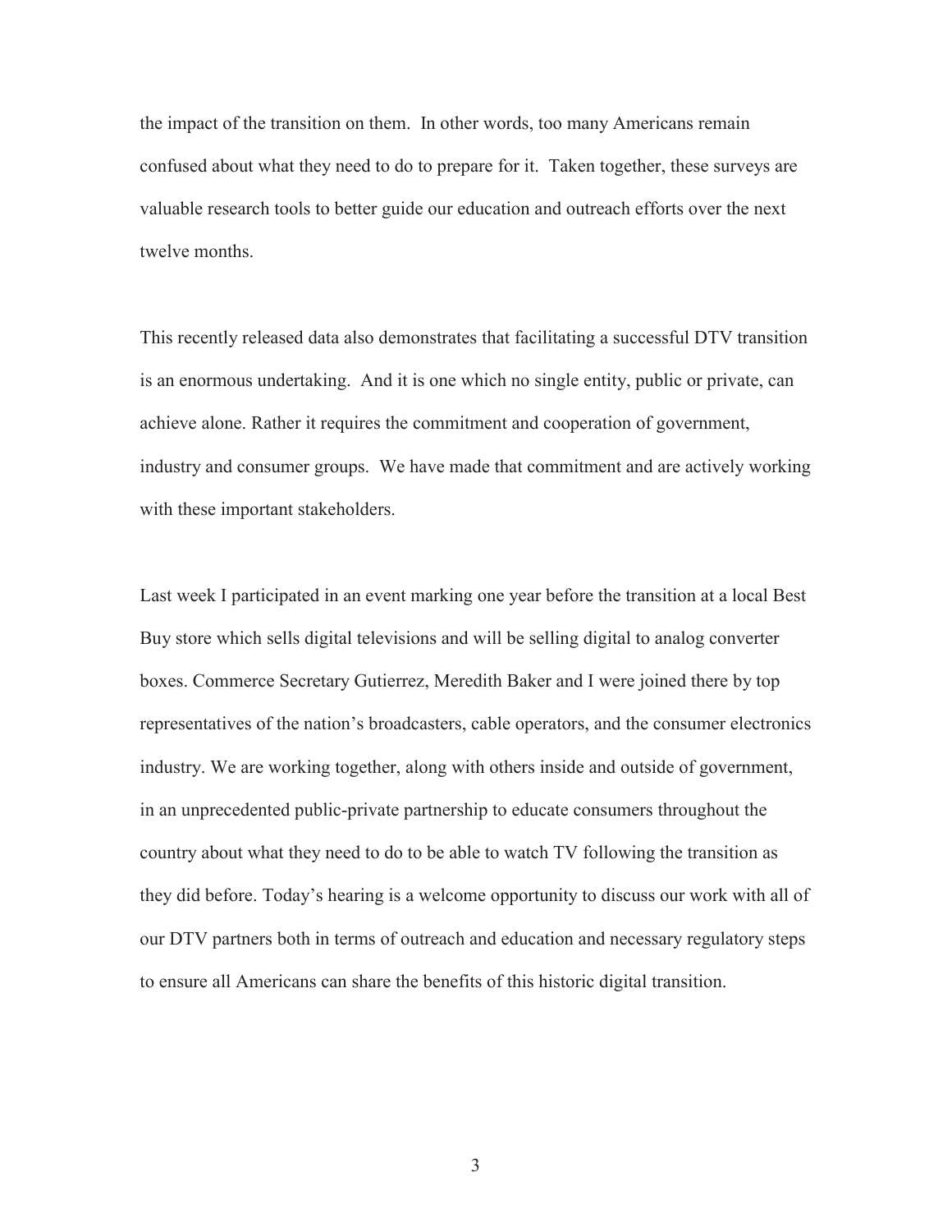the impact of the transition on them. In other words, too many Americans remain confused about what they need to do to prepare for it. Taken together, these surveys are valuable research tools to better guide our education and outreach efforts over the next twelve months.

This recently released data also demonstrates that facilitating a successful DTV transition is an enormous undertaking. And it is one which no single entity, public or private, can achieve alone. Rather it requires the commitment and cooperation of government, industry and consumer groups. We have made that commitment and are actively working with these important stakeholders.

Last week I participated in an event marking one year before the transition at a local Best Buy store which sells digital televisions and will be selling digital to analog converter boxes. Commerce Secretary Gutierrez, Meredith Baker and I were joined there by top representatives of the nation's broadcasters, cable operators, and the consumer electronics industry. We are working together, along with others inside and outside of government, in an unprecedented public-private partnership to educate consumers throughout the country about what they need to do to be able to watch TV following the transition as they did before. Today's hearing is a welcome opportunity to discuss our work with all of our DTV partners both in terms of outreach and education and necessary regulatory steps to ensure all Americans can share the benefits of this historic digital transition.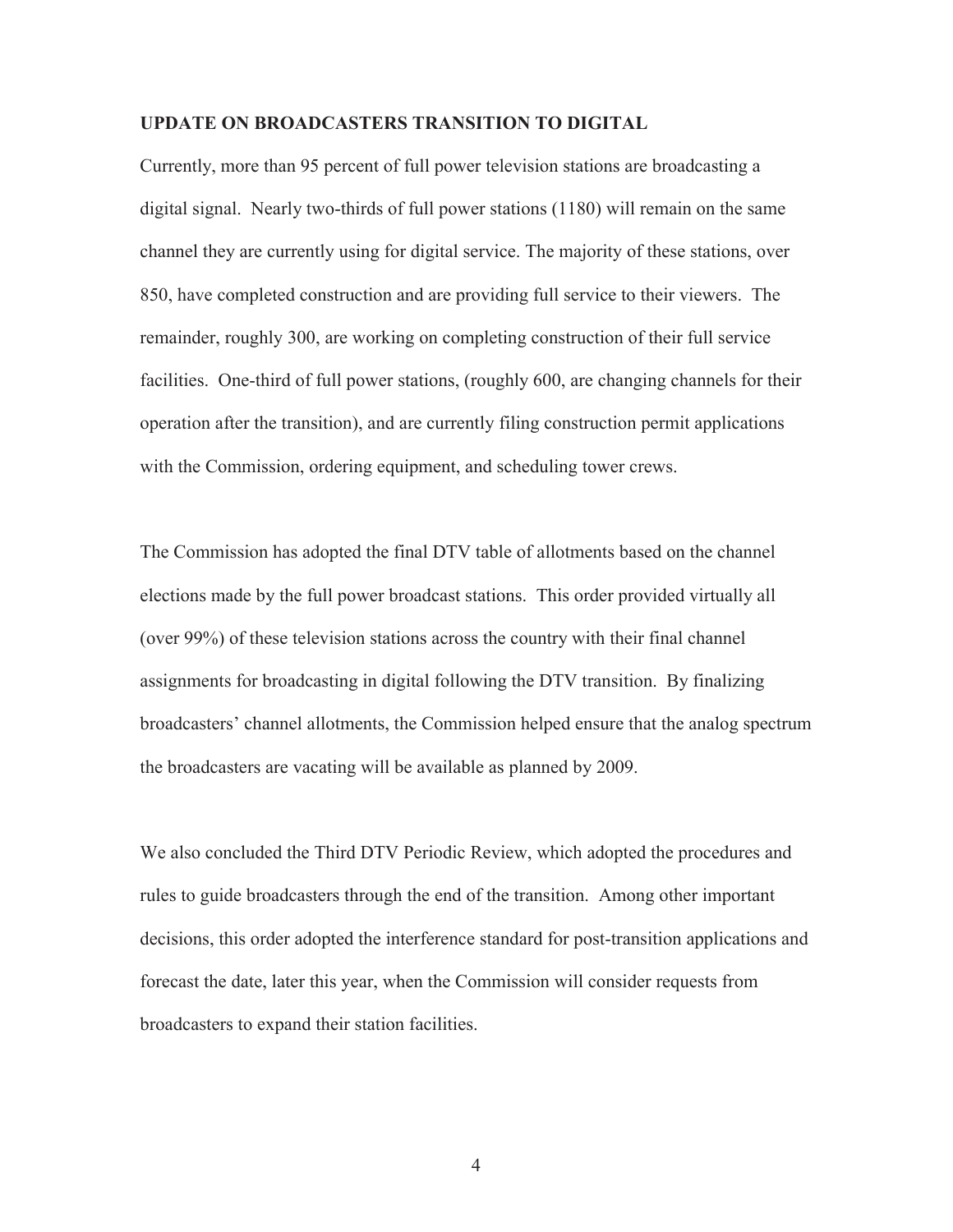**UPDATE ON BROADCASTERS TRANSITION TO DIGITAL**

Currently, more than 95 percent of full power television stations are broadcasting a digital signal. Nearly two-thirds of full power stations (1180) will remain on the same channel they are currently using for digital service. The majority of these stations, over 850, have completed construction and are providing full service to their viewers. The remainder, roughly 300, are working on completing construction of their full service facilities. One-third of full power stations, (roughly 600, are changing channels for their operation after the transition), and are currently filing construction permit applications with the Commission, ordering equipment, and scheduling tower crews.

The Commission has adopted the final DTV table of allotments based on the channel elections made by the full power broadcast stations. This order provided virtually all (over 99%) of these television stations across the country with their final channel assignments for broadcasting in digital following the DTV transition. By finalizing broadcasters' channel allotments, the Commission helped ensure that the analog spectrum the broadcasters are vacating will be available as planned by 2009.

We also concluded the Third DTV Periodic Review, which adopted the procedures and rules to guide broadcasters through the end of the transition. Among other important decisions, this order adopted the interference standard for post-transition applications and forecast the date, later this year, when the Commission will consider requests from broadcasters to expand their station facilities.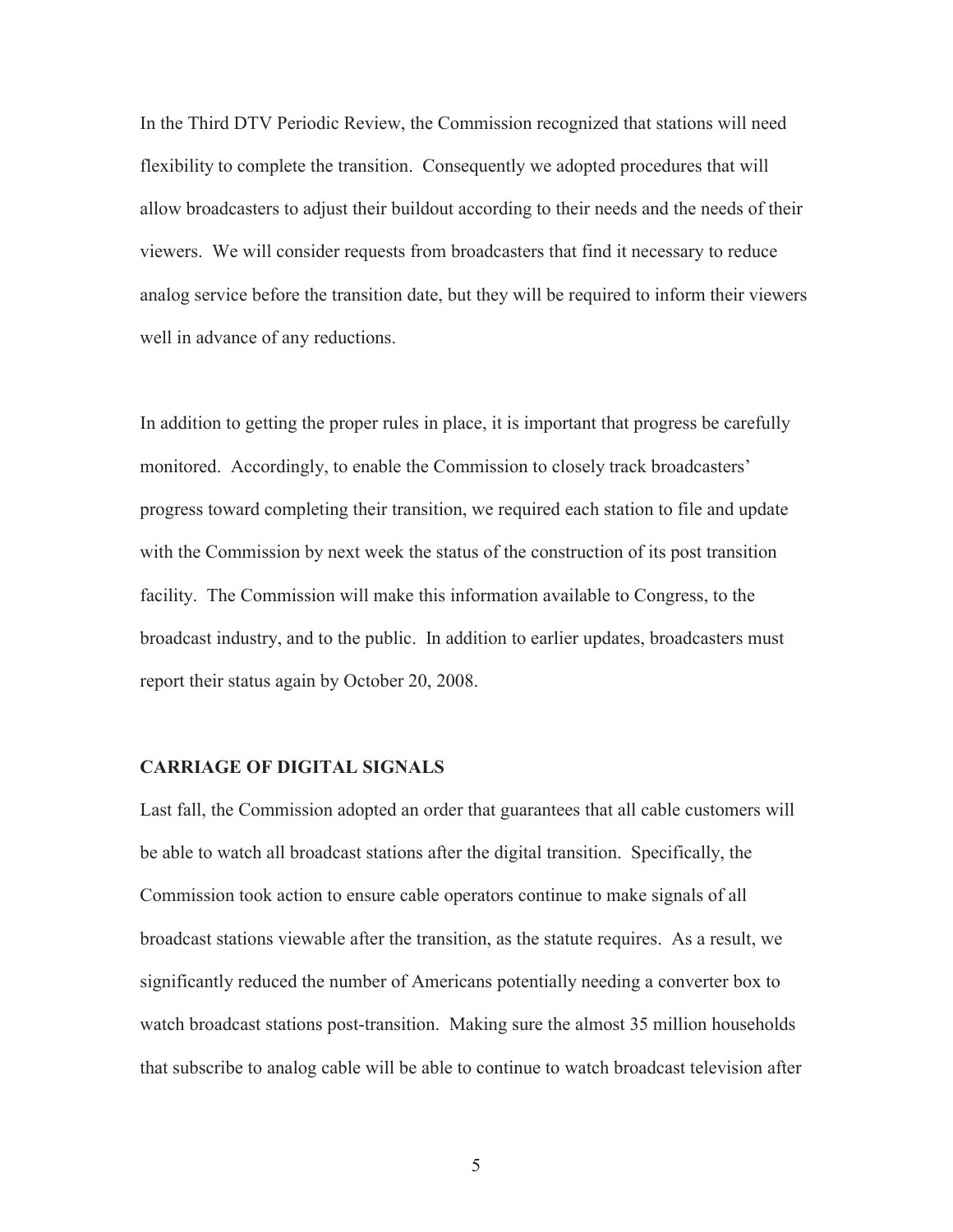In the Third DTV Periodic Review, the Commission recognized that stations will need flexibility to complete the transition. Consequently we adopted procedures that will allow broadcasters to adjust their buildout according to their needs and the needs of their viewers. We will consider requests from broadcasters that find it necessary to reduce analog service before the transition date, but they will be required to inform their viewers well in advance of any reductions.

In addition to getting the proper rules in place, it is important that progress be carefully monitored. Accordingly, to enable the Commission to closely track broadcasters' progress toward completing their transition, we required each station to file and update with the Commission by next week the status of the construction of its post transition facility. The Commission will make this information available to Congress, to the broadcast industry, and to the public. In addition to earlier updates, broadcasters must report their status again by October 20, 2008.

**CARRIAGE OF DIGITAL SIGNALS**

Last fall, the Commission adopted an order that guarantees that all cable customers will be able to watch all broadcast stations after the digital transition. Specifically, the Commission took action to ensure cable operators continue to make signals of all broadcast stations viewable after the transition, as the statute requires. As a result, we significantly reduced the number of Americans potentially needing a converter box to watch broadcast stations post-transition. Making sure the almost 35 million households that subscribe to analog cable will be able to continue to watch broadcast television after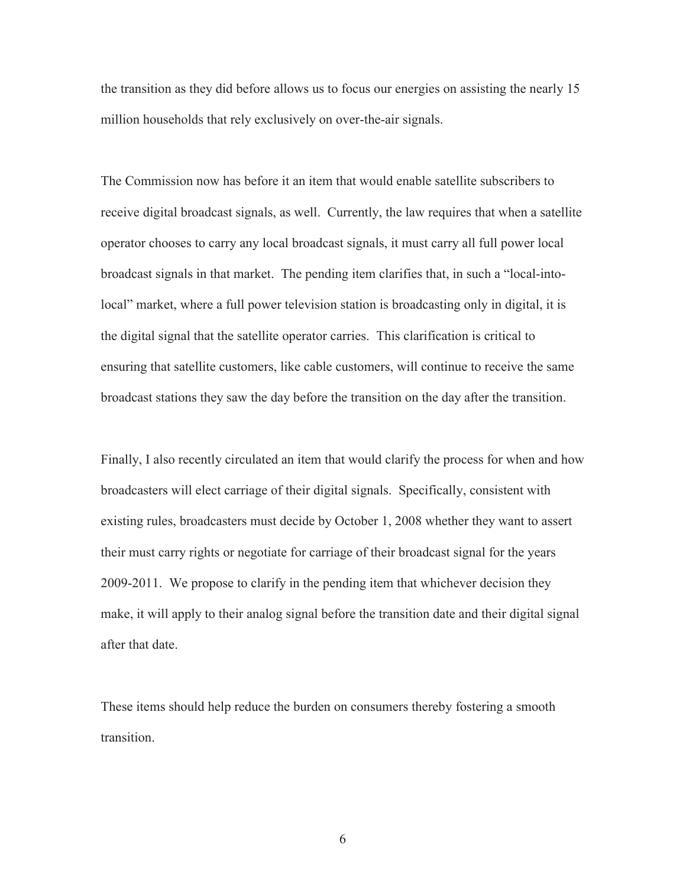the transition as they did before allows us to focus our energies on assisting the nearly 15 million households that rely exclusively on over-the-air signals.

The Commission now has before it an item that would enable satellite subscribers to receive digital broadcast signals, as well. Currently, the law requires that when a satellite operator chooses to carry any local broadcast signals, it must carry all full power local broadcast signals in that market. The pending item clarifies that, in such a "local-into-local" market, where a full power television station is broadcasting only in digital, it is the digital signal that the satellite operator carries. This clarification is critical to ensuring that satellite customers, like cable customers, will continue to receive the same broadcast stations they saw the day before the transition on the day after the transition.

Finally, I also recently circulated an item that would clarify the process for when and how broadcasters will elect carriage of their digital signals. Specifically, consistent with existing rules, broadcasters must decide by October 1, 2008 whether they want to assert their must carry rights or negotiate for carriage of their broadcast signal for the years 2009-2011. We propose to clarify in the pending item that whichever decision they make, it will apply to their analog signal before the transition date and their digital signal after that date.

These items should help reduce the burden on consumers thereby fostering a smooth transition.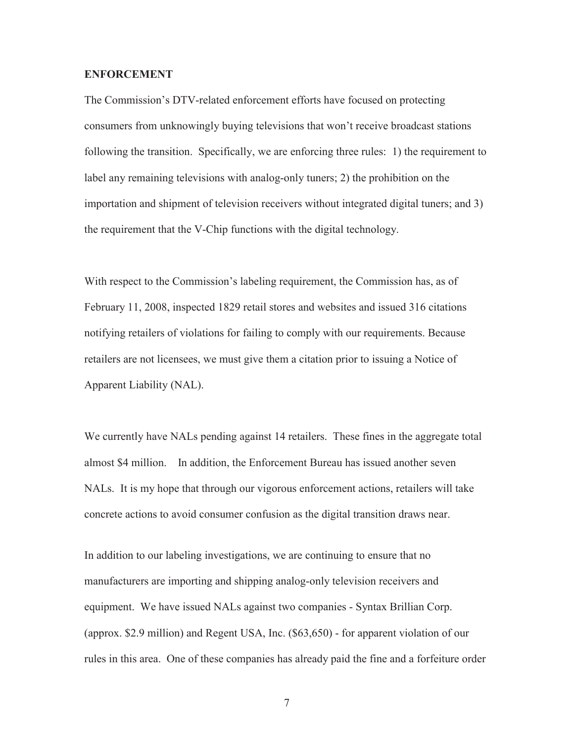**ENFORCEMENT**

The Commission's DTV-related enforcement efforts have focused on protecting consumers from unknowingly buying televisions that won't receive broadcast stations following the transition. Specifically, we are enforcing three rules: 1) the requirement to label any remaining televisions with analog-only tuners; 2) the prohibition on the importation and shipment of television receivers without integrated digital tuners; and 3) the requirement that the V-Chip functions with the digital technology.

With respect to the Commission's labeling requirement, the Commission has, as of February 11, 2008, inspected 1829 retail stores and websites and issued 316 citations notifying retailers of violations for failing to comply with our requirements. Because retailers are not licensees, we must give them a citation prior to issuing a Notice of Apparent Liability (NAL).

We currently have NALs pending against 14 retailers. These fines in the aggregate total almost $4 million. In addition, the Enforcement Bureau has issued another seven NALs. It is my hope that through our vigorous enforcement actions, retailers will take concrete actions to avoid consumer confusion as the digital transition draws near.

In addition to our labeling investigations, we are continuing to ensure that no manufacturers are importing and shipping analog-only television receivers and equipment. We have issued NALs against two companies - Syntax Brillian Corp. (approx. $2.9 million) and Regent USA, Inc. ($63,650) - for apparent violation of our rules in this area. One of these companies has already paid the fine and a forfeiture order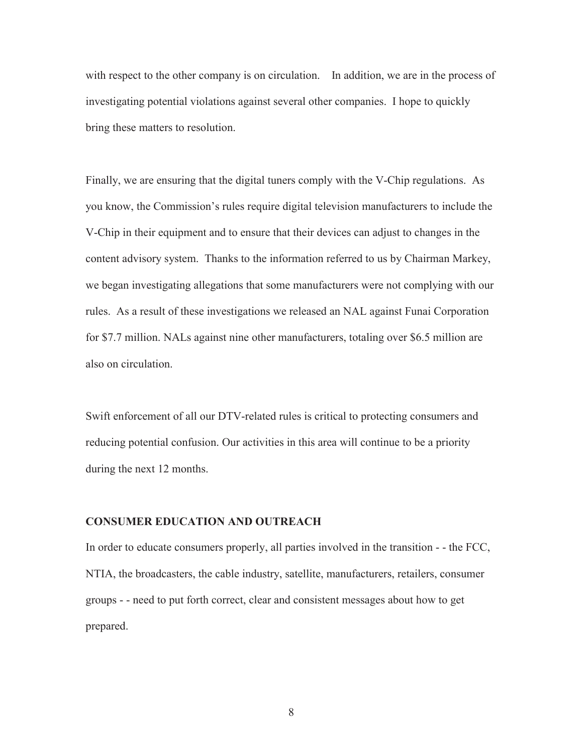with respect to the other company is on circulation. In addition, we are in the process of investigating potential violations against several other companies. I hope to quickly bring these matters to resolution.

Finally, we are ensuring that the digital tuners comply with the V-Chip regulations. As you know, the Commission's rules require digital television manufacturers to include the V-Chip in their equipment and to ensure that their devices can adjust to changes in the content advisory system. Thanks to the information referred to us by Chairman Markey, we began investigating allegations that some manufacturers were not complying with our rules. As a result of these investigations we released an NAL against Funai Corporation for $7.7 million. NALs against nine other manufacturers, totaling over $6.5 million are also on circulation.

Swift enforcement of all our DTV-related rules is critical to protecting consumers and reducing potential confusion. Our activities in this area will continue to be a priority during the next 12 months.

**CONSUMER EDUCATION AND OUTREACH**

In order to educate consumers properly, all parties involved in the transition - - the FCC, NTIA, the broadcasters, the cable industry, satellite, manufacturers, retailers, consumer groups - - need to put forth correct, clear and consistent messages about how to get prepared.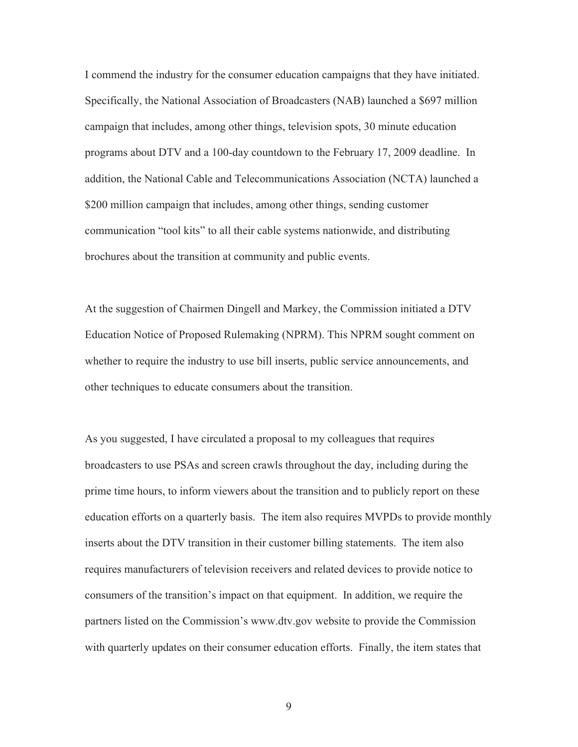I commend the industry for the consumer education campaigns that they have initiated. Specifically, the National Association of Broadcasters (NAB) launched a $697 million campaign that includes, among other things, television spots, 30 minute education programs about DTV and a 100-day countdown to the February 17, 2009 deadline. In addition, the National Cable and Telecommunications Association (NCTA) launched a $200 million campaign that includes, among other things, sending customer communication "tool kits" to all their cable systems nationwide, and distributing brochures about the transition at community and public events.

At the suggestion of Chairmen Dingell and Markey, the Commission initiated a DTV Education Notice of Proposed Rulemaking (NPRM). This NPRM sought comment on whether to require the industry to use bill inserts, public service announcements, and other techniques to educate consumers about the transition.

As you suggested, I have circulated a proposal to my colleagues that requires broadcasters to use PSAs and screen crawls throughout the day, including during the prime time hours, to inform viewers about the transition and to publicly report on these education efforts on a quarterly basis. The item also requires MVPDs to provide monthly inserts about the DTV transition in their customer billing statements. The item also requires manufacturers of television receivers and related devices to provide notice to consumers of the transition's impact on that equipment. In addition, we require the partners listed on the Commission's www.dtv.gov website to provide the Commission with quarterly updates on their consumer education efforts. Finally, the item states that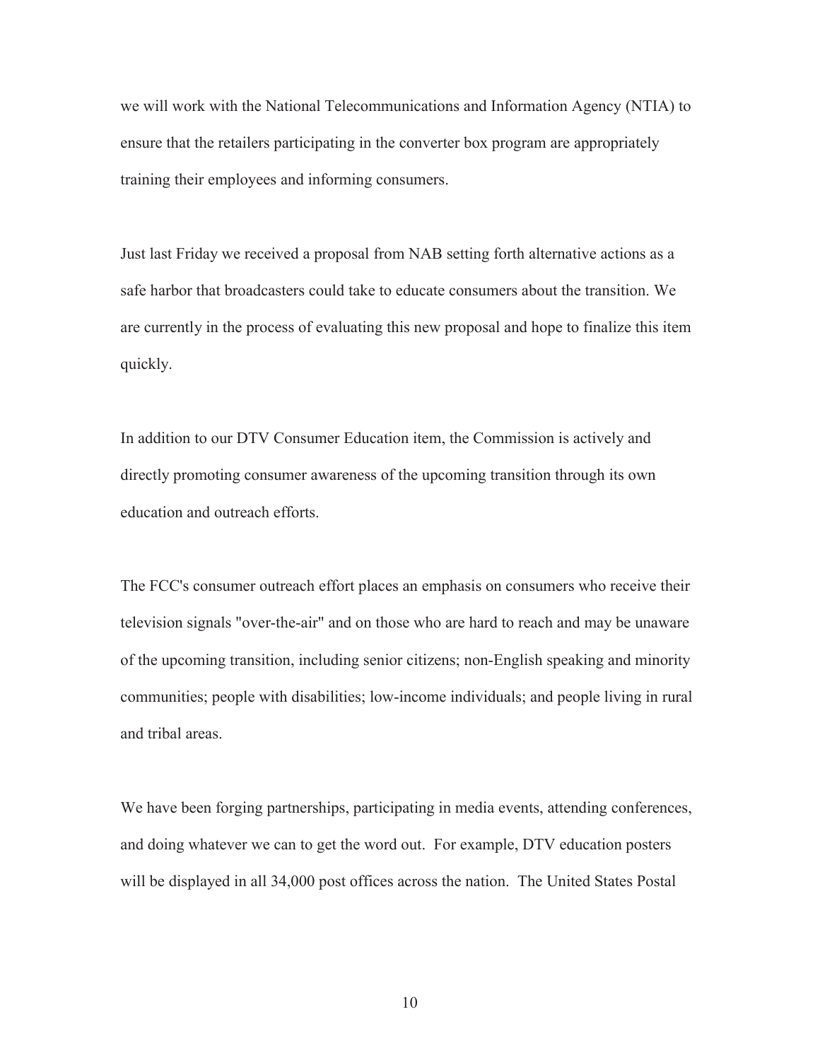we will work with the National Telecommunications and Information Agency (NTIA) to ensure that the retailers participating in the converter box program are appropriately training their employees and informing consumers.

Just last Friday we received a proposal from NAB setting forth alternative actions as a safe harbor that broadcasters could take to educate consumers about the transition. We are currently in the process of evaluating this new proposal and hope to finalize this item quickly.

In addition to our DTV Consumer Education item, the Commission is actively and directly promoting consumer awareness of the upcoming transition through its own education and outreach efforts.

The FCC's consumer outreach effort places an emphasis on consumers who receive their television signals "over-the-air" and on those who are hard to reach and may be unaware of the upcoming transition, including senior citizens; non-English speaking and minority communities; people with disabilities; low-income individuals; and people living in rural and tribal areas.

We have been forging partnerships, participating in media events, attending conferences, and doing whatever we can to get the word out. For example, DTV education posters will be displayed in all 34,000 post offices across the nation. The United States Postal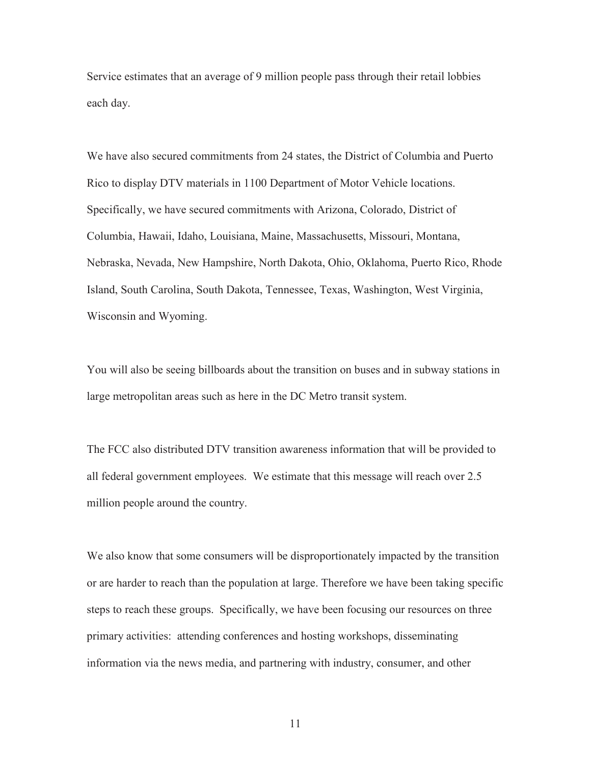Service estimates that an average of 9 million people pass through their retail lobbies each day.

We have also secured commitments from 24 states, the District of Columbia and Puerto Rico to display DTV materials in 1100 Department of Motor Vehicle locations. Specifically, we have secured commitments with Arizona, Colorado, District of Columbia, Hawaii, Idaho, Louisiana, Maine, Massachusetts, Missouri, Montana, Nebraska, Nevada, New Hampshire, North Dakota, Ohio, Oklahoma, Puerto Rico, Rhode Island, South Carolina, South Dakota, Tennessee, Texas, Washington, West Virginia, Wisconsin and Wyoming.

You will also be seeing billboards about the transition on buses and in subway stations in large metropolitan areas such as here in the DC Metro transit system.

The FCC also distributed DTV transition awareness information that will be provided to all federal government employees. We estimate that this message will reach over 2.5 million people around the country.

We also know that some consumers will be disproportionately impacted by the transition or are harder to reach than the population at large. Therefore we have been taking specific steps to reach these groups. Specifically, we have been focusing our resources on three primary activities: attending conferences and hosting workshops, disseminating information via the news media, and partnering with industry, consumer, and other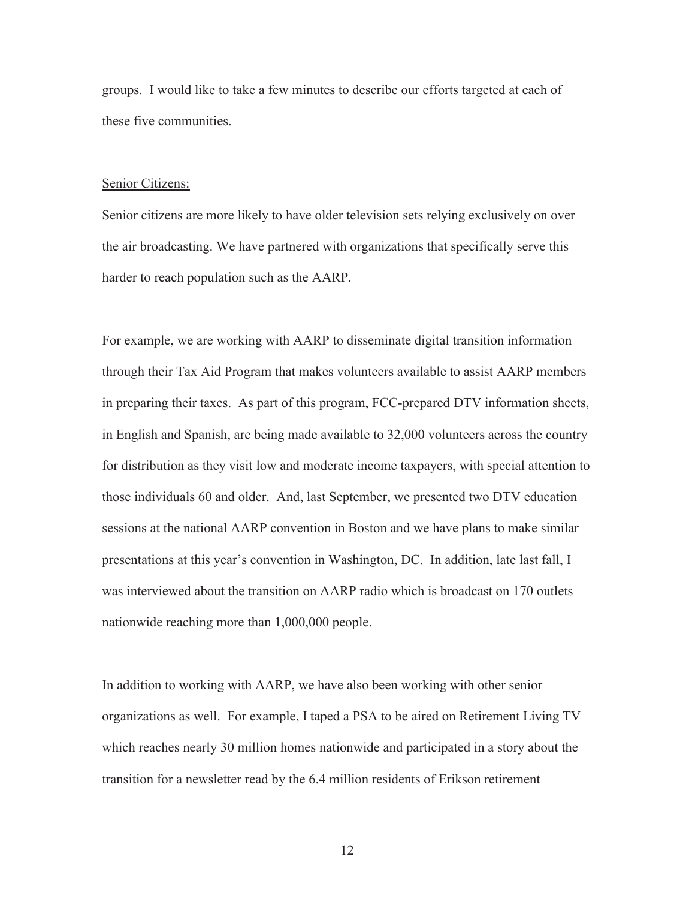groups. I would like to take a few minutes to describe our efforts targeted at each of these five communities.

Senior Citizens:

Senior citizens are more likely to have older television sets relying exclusively on over the air broadcasting. We have partnered with organizations that specifically serve this harder to reach population such as the AARP.

For example, we are working with AARP to disseminate digital transition information through their Tax Aid Program that makes volunteers available to assist AARP members in preparing their taxes. As part of this program, FCC-prepared DTV information sheets, in English and Spanish, are being made available to 32,000 volunteers across the country for distribution as they visit low and moderate income taxpayers, with special attention to those individuals 60 and older. And, last September, we presented two DTV education sessions at the national AARP convention in Boston and we have plans to make similar presentations at this year's convention in Washington, DC. In addition, late last fall, I was interviewed about the transition on AARP radio which is broadcast on 170 outlets nationwide reaching more than 1,000,000 people.

In addition to working with AARP, we have also been working with other senior organizations as well. For example, I taped a PSA to be aired on Retirement Living TV which reaches nearly 30 million homes nationwide and participated in a story about the transition for a newsletter read by the 6.4 million residents of Erikson retirement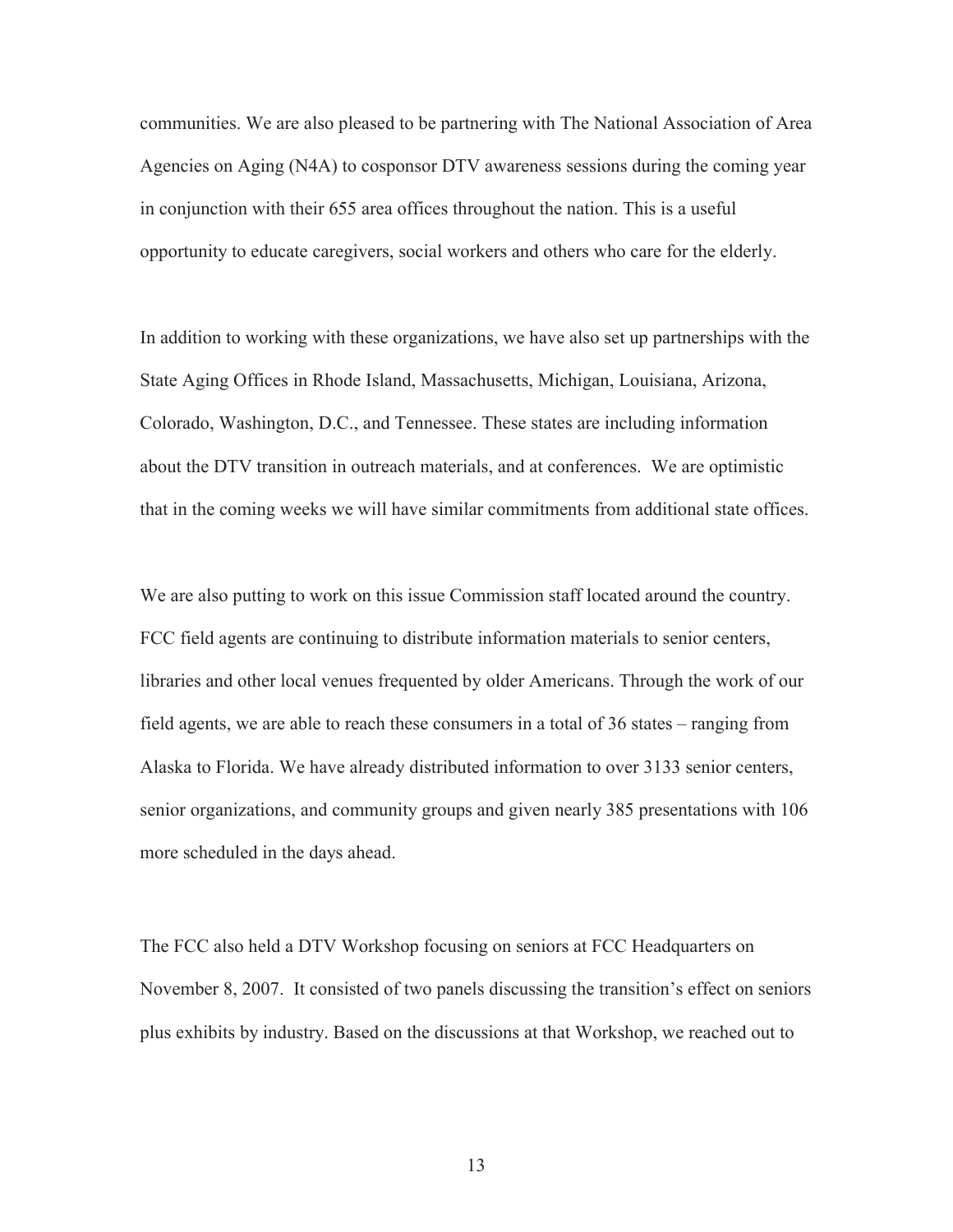communities. We are also pleased to be partnering with The National Association of Area Agencies on Aging (N4A) to cosponsor DTV awareness sessions during the coming year in conjunction with their 655 area offices throughout the nation. This is a useful opportunity to educate caregivers, social workers and others who care for the elderly.

In addition to working with these organizations, we have also set up partnerships with the State Aging Offices in Rhode Island, Massachusetts, Michigan, Louisiana, Arizona, Colorado, Washington, D.C., and Tennessee. These states are including information about the DTV transition in outreach materials, and at conferences. We are optimistic that in the coming weeks we will have similar commitments from additional state offices.

We are also putting to work on this issue Commission staff located around the country. FCC field agents are continuing to distribute information materials to senior centers, libraries and other local venues frequented by older Americans. Through the work of our field agents, we are able to reach these consumers in a total of 36 states – ranging from Alaska to Florida. We have already distributed information to over 3133 senior centers, senior organizations, and community groups and given nearly 385 presentations with 106 more scheduled in the days ahead.

The FCC also held a DTV Workshop focusing on seniors at FCC Headquarters on November 8, 2007. It consisted of two panels discussing the transition's effect on seniors plus exhibits by industry. Based on the discussions at that Workshop, we reached out to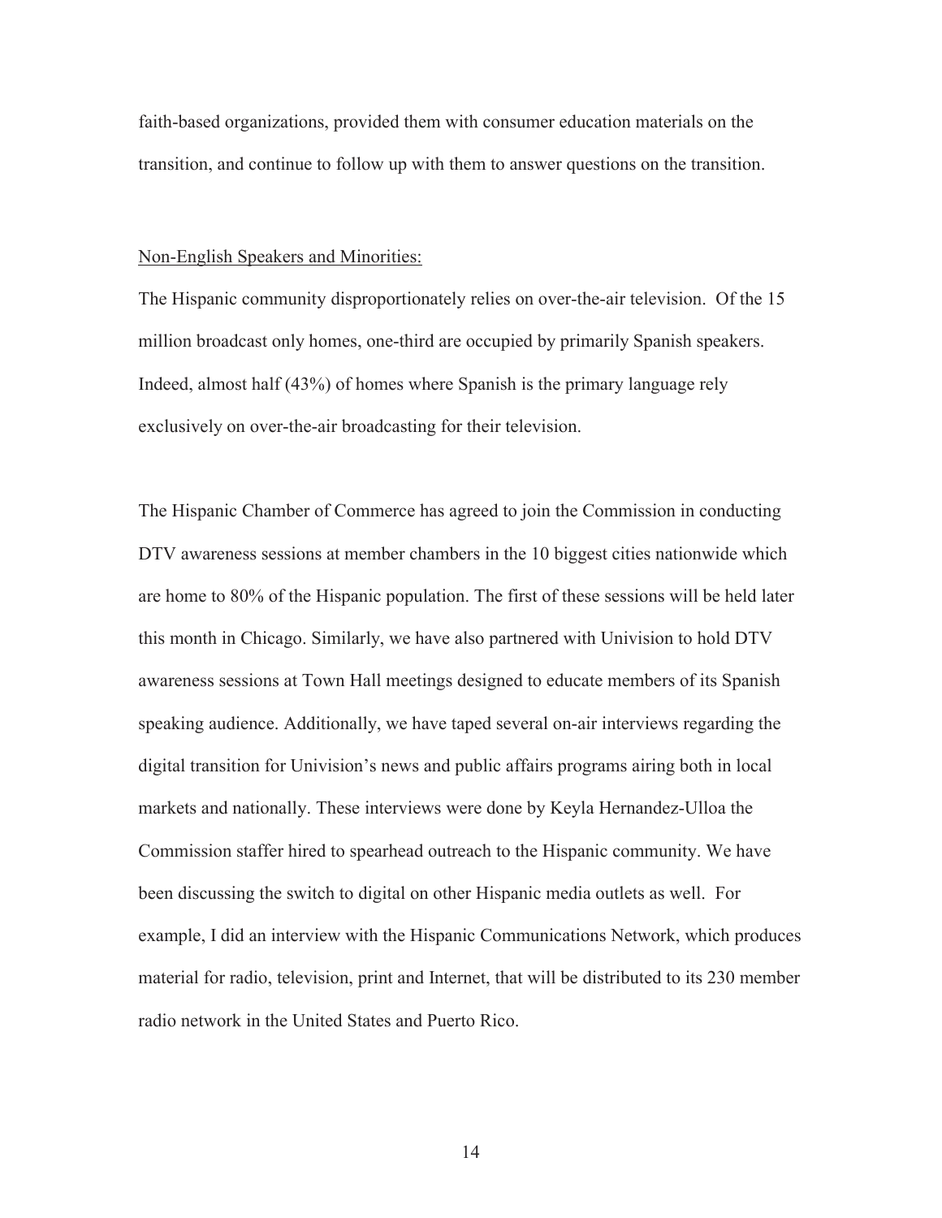faith-based organizations, provided them with consumer education materials on the transition, and continue to follow up with them to answer questions on the transition.

<u>Non-English Speakers and Minorities:</u>

The Hispanic community disproportionately relies on over-the-air television. Of the 15 million broadcast only homes, one-third are occupied by primarily Spanish speakers. Indeed, almost half (43%) of homes where Spanish is the primary language rely exclusively on over-the-air broadcasting for their television.

The Hispanic Chamber of Commerce has agreed to join the Commission in conducting DTV awareness sessions at member chambers in the 10 biggest cities nationwide which are home to 80% of the Hispanic population. The first of these sessions will be held later this month in Chicago. Similarly, we have also partnered with Univision to hold DTV awareness sessions at Town Hall meetings designed to educate members of its Spanish speaking audience. Additionally, we have taped several on-air interviews regarding the digital transition for Univision's news and public affairs programs airing both in local markets and nationally. These interviews were done by Keyla Hernandez-Ulloa the Commission staffer hired to spearhead outreach to the Hispanic community. We have been discussing the switch to digital on other Hispanic media outlets as well. For example, I did an interview with the Hispanic Communications Network, which produces material for radio, television, print and Internet, that will be distributed to its 230 member radio network in the United States and Puerto Rico.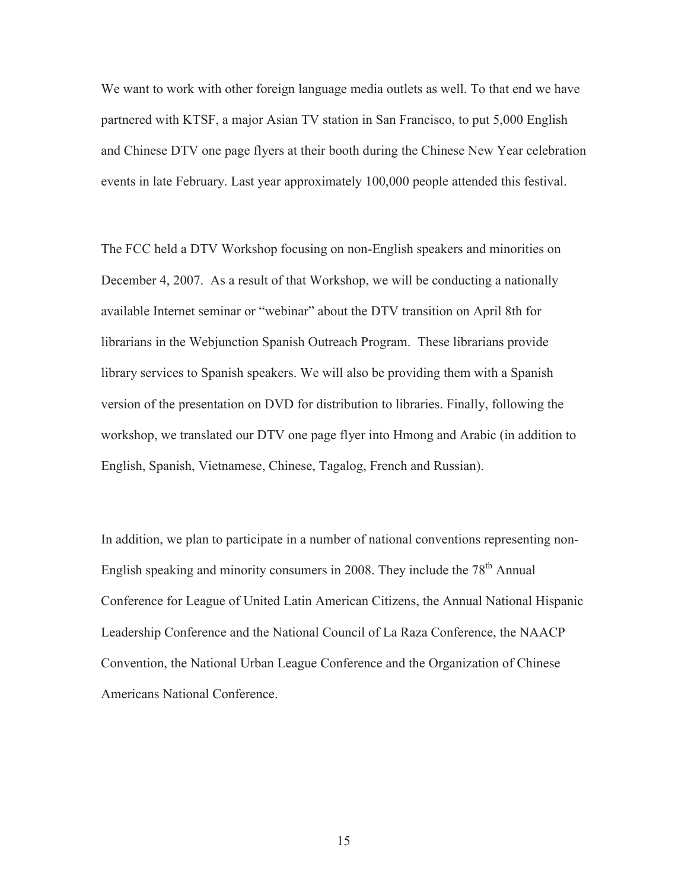We want to work with other foreign language media outlets as well. To that end we have partnered with KTSF, a major Asian TV station in San Francisco, to put 5,000 English and Chinese DTV one page flyers at their booth during the Chinese New Year celebration events in late February. Last year approximately 100,000 people attended this festival.

The FCC held a DTV Workshop focusing on non-English speakers and minorities on December 4, 2007. As a result of that Workshop, we will be conducting a nationally available Internet seminar or "webinar" about the DTV transition on April 8th for librarians in the Webjunction Spanish Outreach Program. These librarians provide library services to Spanish speakers. We will also be providing them with a Spanish version of the presentation on DVD for distribution to libraries. Finally, following the workshop, we translated our DTV one page flyer into Hmong and Arabic (in addition to English, Spanish, Vietnamese, Chinese, Tagalog, French and Russian).

In addition, we plan to participate in a number of national conventions representing non-English speaking and minority consumers in 2008. They include the 78th Annual Conference for League of United Latin American Citizens, the Annual National Hispanic Leadership Conference and the National Council of La Raza Conference, the NAACP Convention, the National Urban League Conference and the Organization of Chinese Americans National Conference.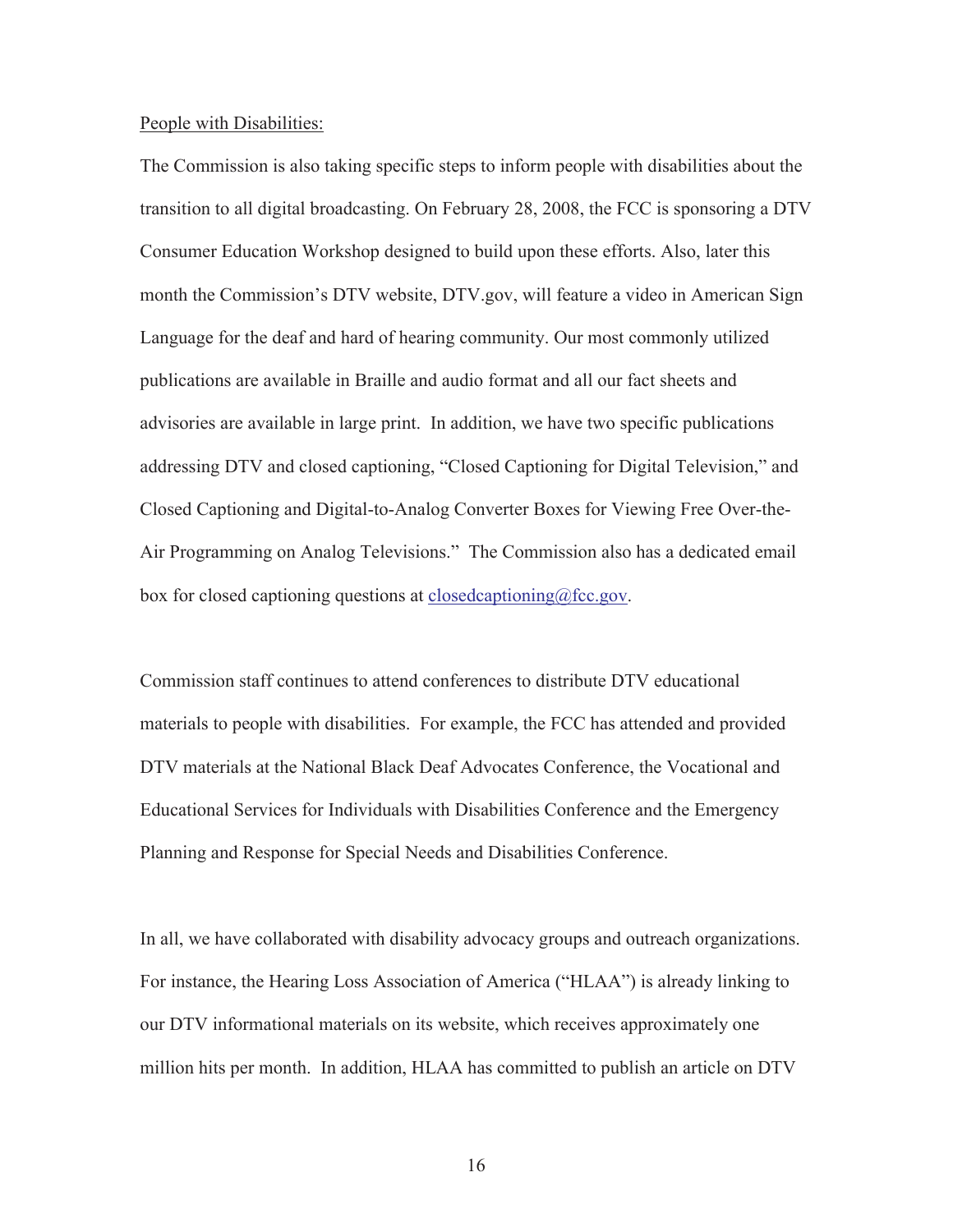<u>People with Disabilities:</u>

The Commission is also taking specific steps to inform people with disabilities about the transition to all digital broadcasting. On February 28, 2008, the FCC is sponsoring a DTV Consumer Education Workshop designed to build upon these efforts. Also, later this month the Commission's DTV website, DTV.gov, will feature a video in American Sign Language for the deaf and hard of hearing community. Our most commonly utilized publications are available in Braille and audio format and all our fact sheets and advisories are available in large print. In addition, we have two specific publications addressing DTV and closed captioning, "Closed Captioning for Digital Television," and Closed Captioning and Digital-to-Analog Converter Boxes for Viewing Free Over-the-Air Programming on Analog Televisions." The Commission also has a dedicated email box for closed captioning questions at closedcaptioning@fcc.gov.

Commission staff continues to attend conferences to distribute DTV educational materials to people with disabilities. For example, the FCC has attended and provided DTV materials at the National Black Deaf Advocates Conference, the Vocational and Educational Services for Individuals with Disabilities Conference and the Emergency Planning and Response for Special Needs and Disabilities Conference.

In all, we have collaborated with disability advocacy groups and outreach organizations. For instance, the Hearing Loss Association of America ("HLAA") is already linking to our DTV informational materials on its website, which receives approximately one million hits per month. In addition, HLAA has committed to publish an article on DTV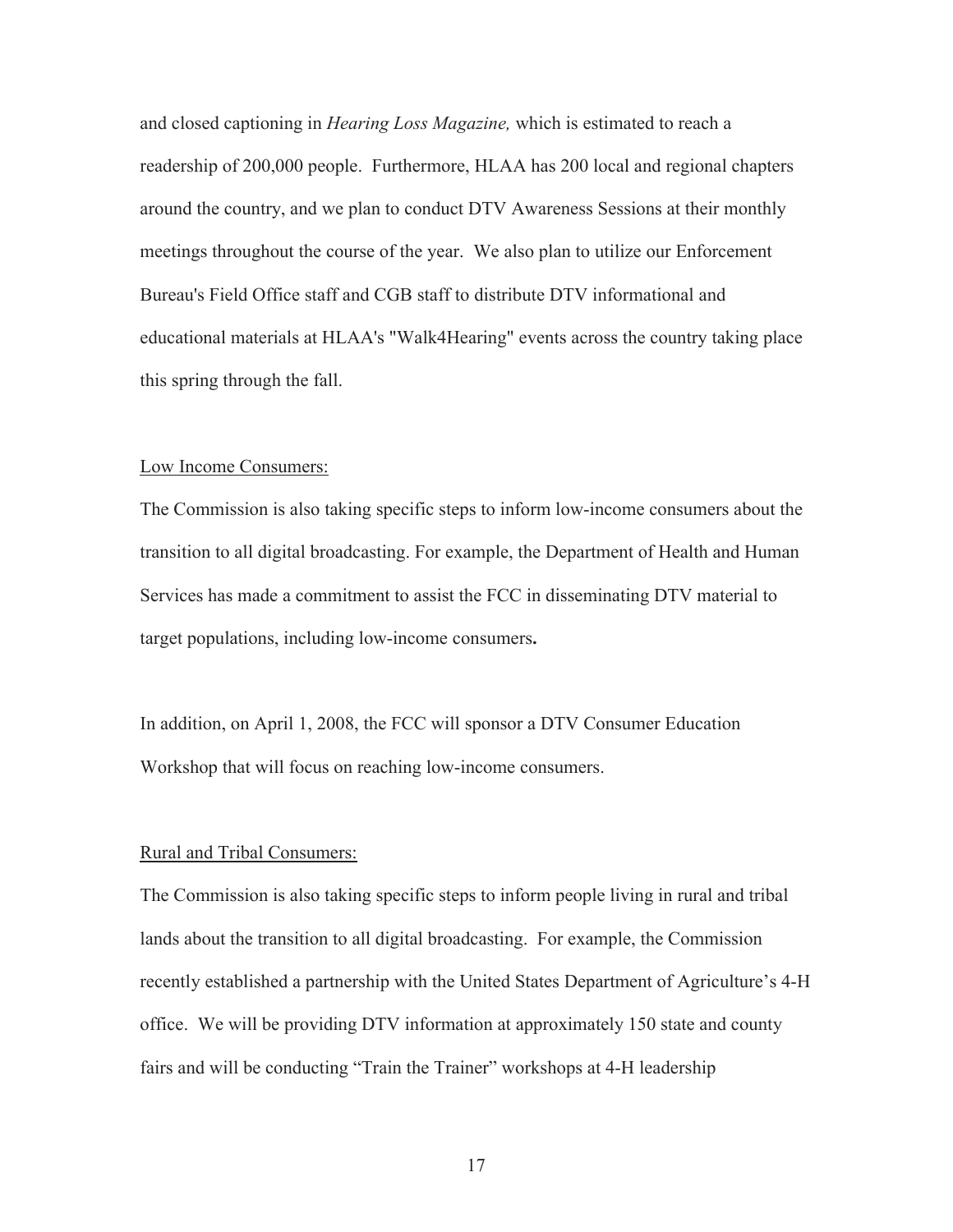and closed captioning in *Hearing Loss Magazine,* which is estimated to reach a readership of 200,000 people. Furthermore, HLAA has 200 local and regional chapters around the country, and we plan to conduct DTV Awareness Sessions at their monthly meetings throughout the course of the year. We also plan to utilize our Enforcement Bureau's Field Office staff and CGB staff to distribute DTV informational and educational materials at HLAA's "Walk4Hearing" events across the country taking place this spring through the fall.

Low Income Consumers:

The Commission is also taking specific steps to inform low-income consumers about the transition to all digital broadcasting. For example, the Department of Health and Human Services has made a commitment to assist the FCC in disseminating DTV material to target populations, including low-income consumers**.**

In addition, on April 1, 2008, the FCC will sponsor a DTV Consumer Education Workshop that will focus on reaching low-income consumers.

Rural and Tribal Consumers:

The Commission is also taking specific steps to inform people living in rural and tribal lands about the transition to all digital broadcasting. For example, the Commission recently established a partnership with the United States Department of Agriculture's 4-H office. We will be providing DTV information at approximately 150 state and county fairs and will be conducting "Train the Trainer" workshops at 4-H leadership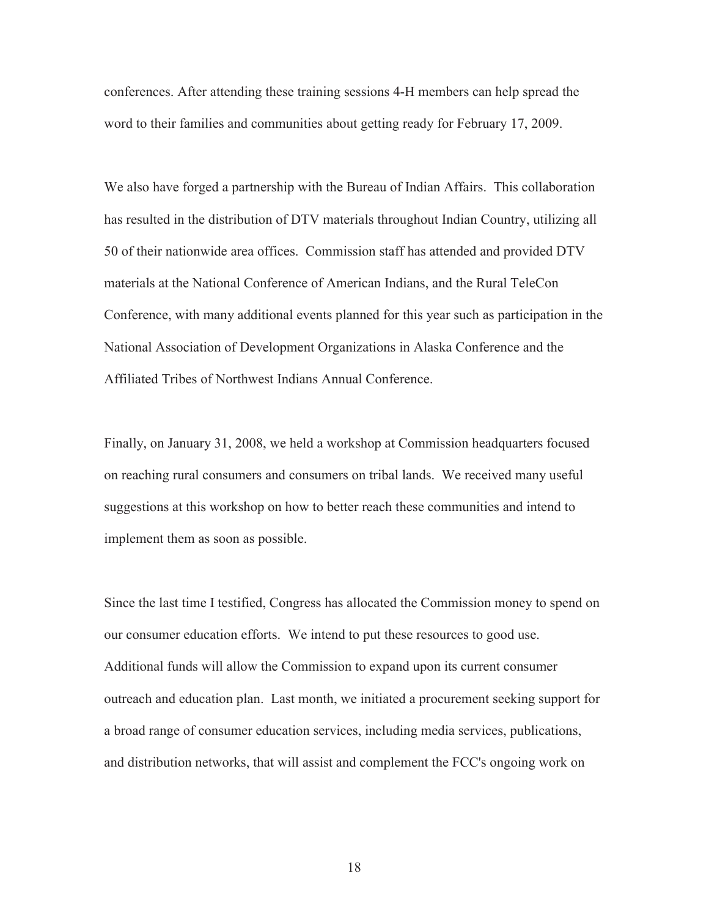conferences. After attending these training sessions 4-H members can help spread the word to their families and communities about getting ready for February 17, 2009.

We also have forged a partnership with the Bureau of Indian Affairs. This collaboration has resulted in the distribution of DTV materials throughout Indian Country, utilizing all 50 of their nationwide area offices. Commission staff has attended and provided DTV materials at the National Conference of American Indians, and the Rural TeleCon Conference, with many additional events planned for this year such as participation in the National Association of Development Organizations in Alaska Conference and the Affiliated Tribes of Northwest Indians Annual Conference.

Finally, on January 31, 2008, we held a workshop at Commission headquarters focused on reaching rural consumers and consumers on tribal lands. We received many useful suggestions at this workshop on how to better reach these communities and intend to implement them as soon as possible.

Since the last time I testified, Congress has allocated the Commission money to spend on our consumer education efforts. We intend to put these resources to good use. Additional funds will allow the Commission to expand upon its current consumer outreach and education plan. Last month, we initiated a procurement seeking support for a broad range of consumer education services, including media services, publications, and distribution networks, that will assist and complement the FCC's ongoing work on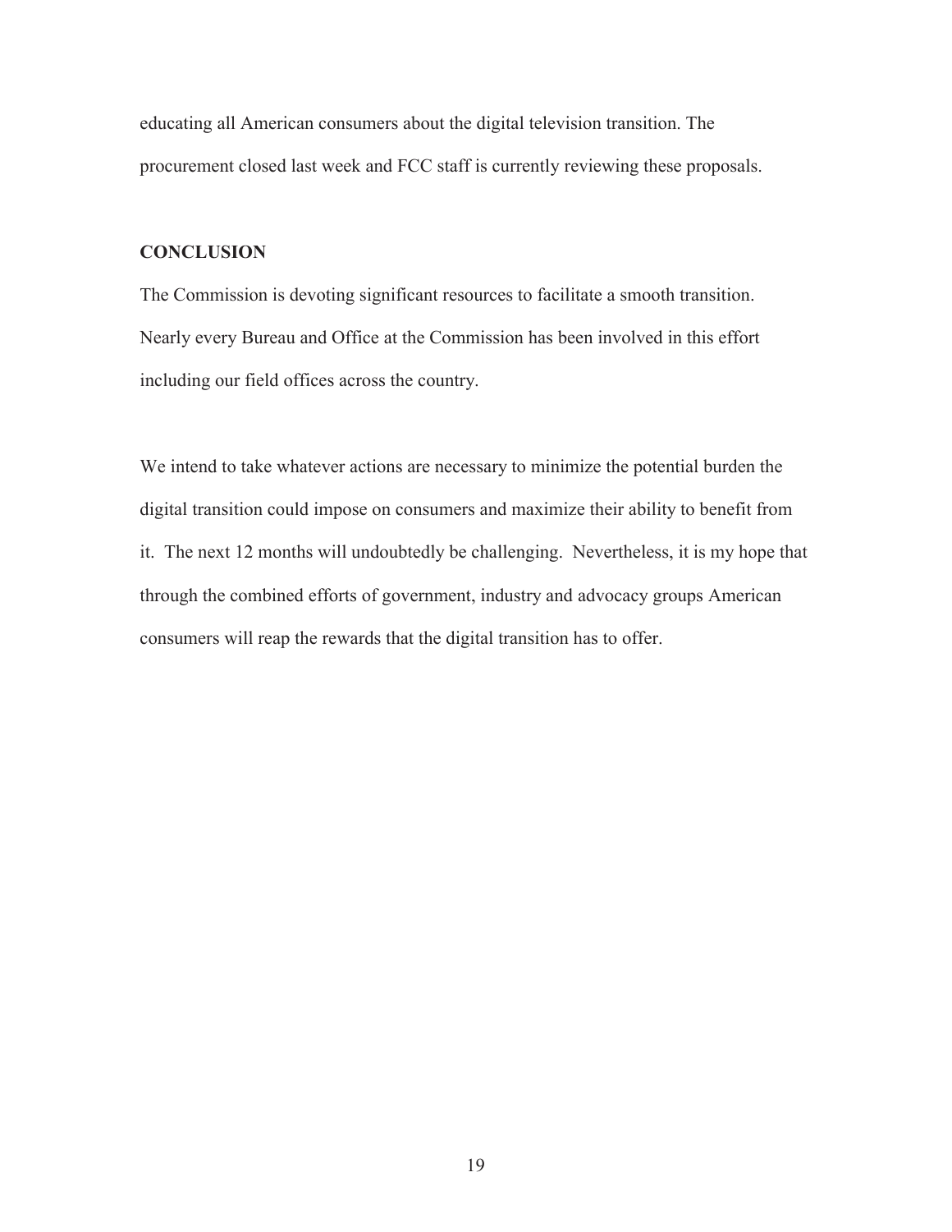educating all American consumers about the digital television transition. The procurement closed last week and FCC staff is currently reviewing these proposals.

**CONCLUSION**

The Commission is devoting significant resources to facilitate a smooth transition. Nearly every Bureau and Office at the Commission has been involved in this effort including our field offices across the country.

We intend to take whatever actions are necessary to minimize the potential burden the digital transition could impose on consumers and maximize their ability to benefit from it. The next 12 months will undoubtedly be challenging. Nevertheless, it is my hope that through the combined efforts of government, industry and advocacy groups American consumers will reap the rewards that the digital transition has to offer.